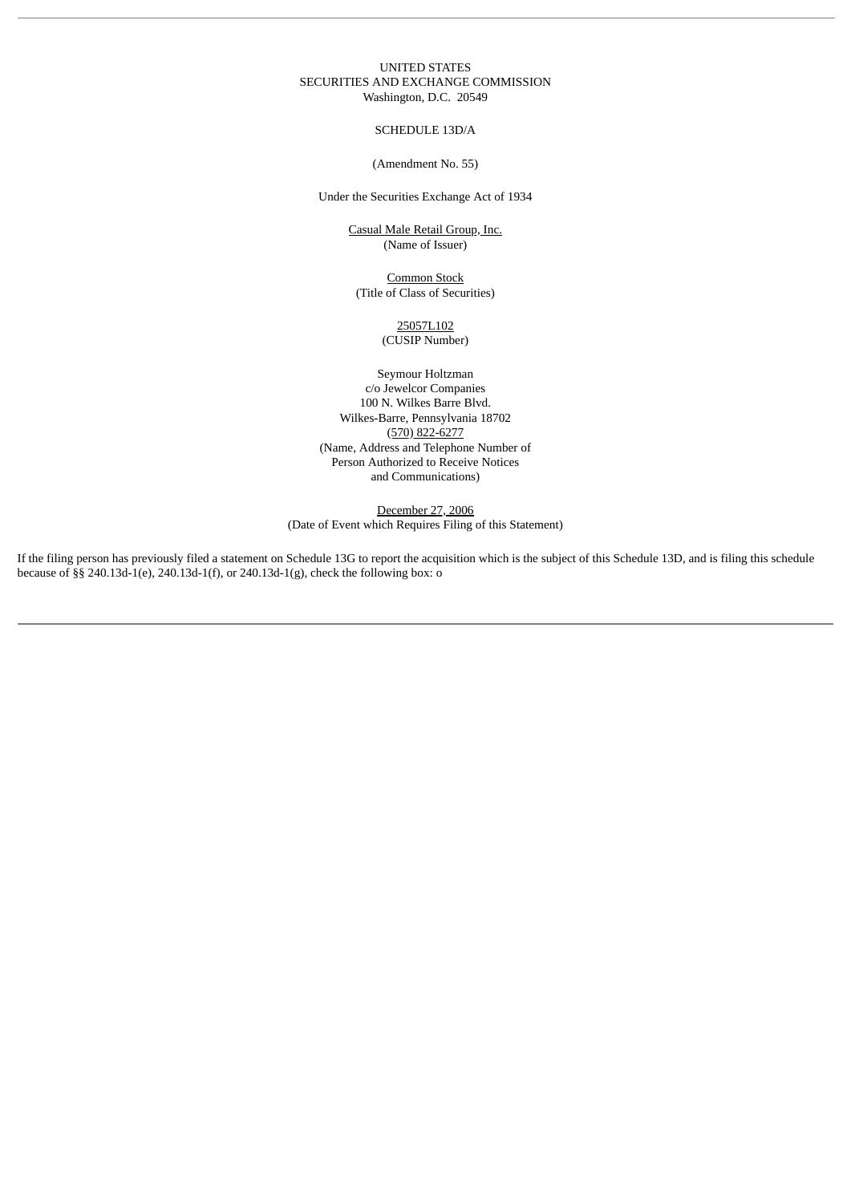UNITED STATES
SECURITIES AND EXCHANGE COMMISSION
Washington, D.C. 20549

SCHEDULE 13D/A

(Amendment No. 55)

Under the Securities Exchange Act of 1934

Casual Male Retail Group, Inc.
(Name of Issuer)

Common Stock
(Title of Class of Securities)

25057L102
(CUSIP Number)

Seymour Holtzman
c/o Jewelcor Companies
100 N. Wilkes Barre Blvd.
Wilkes-Barre, Pennsylvania 18702
(570) 822-6277
(Name, Address and Telephone Number of
Person Authorized to Receive Notices
and Communications)

December 27, 2006
(Date of Event which Requires Filing of this Statement)

If the filing person has previously filed a statement on Schedule 13G to report the acquisition which is the subject of this Schedule 13D, and is filing this schedule because of §§ 240.13d-1(e), 240.13d-1(f), or 240.13d-1(g), check the following box: o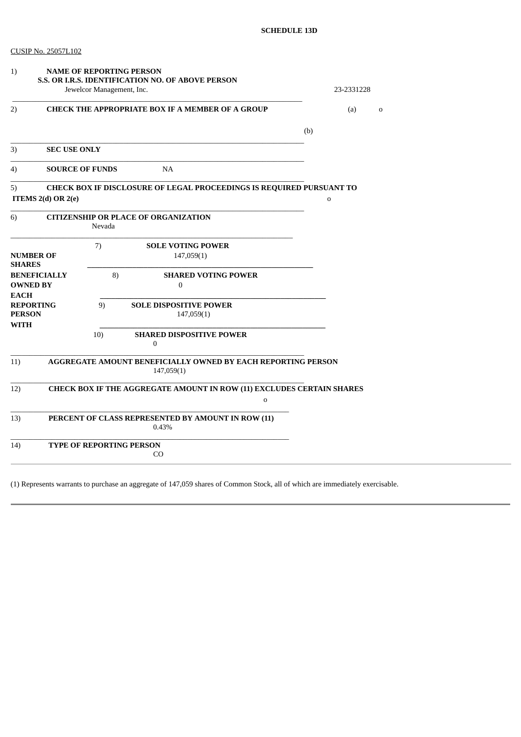**SCHEDULE 13D**

CUSIP No. 25057L102

| | | | |
|---|---|---|---|
| 1) | **NAME OF REPORTING PERSON**<br>**S.S. OR I.R.S. IDENTIFICATION NO. OF ABOVE PERSON**<br>Jewelcor Management, Inc. | | 23-2331228 |
| 2) | **CHECK THE APPROPRIATE BOX IF A MEMBER OF A GROUP** | | (a) o<br>(b) |
| 3) | **SEC USE ONLY** | | |
| 4) | **SOURCE OF FUNDS** NA | | |
| 5) | **CHECK BOX IF DISCLOSURE OF LEGAL PROCEEDINGS IS REQUIRED PURSUANT TO ITEMS 2(d) OR 2(e)** | | o |
| 6) | **CITIZENSHIP OR PLACE OF ORGANIZATION**<br>Nevada | | |
| **NUMBER OF SHARES BENEFICIALLY OWNED BY EACH REPORTING PERSON WITH** | 7) | **SOLE VOTING POWER**<br>147,059(1) | |
| | 8) | **SHARED VOTING POWER**<br>0 | |
| | 9) | **SOLE DISPOSITIVE POWER**<br>147,059(1) | |
| | 10) | **SHARED DISPOSITIVE POWER**<br>0 | |
| 11) | **AGGREGATE AMOUNT BENEFICIALLY OWNED BY EACH REPORTING PERSON**<br>147,059(1) | | |
| 12) | **CHECK BOX IF THE AGGREGATE AMOUNT IN ROW (11) EXCLUDES CERTAIN SHARES** | | o |
| 13) | **PERCENT OF CLASS REPRESENTED BY AMOUNT IN ROW (11)**<br>0.43% | | |
| 14) | **TYPE OF REPORTING PERSON**<br>CO | | |

(1) Represents warrants to purchase an aggregate of 147,059 shares of Common Stock, all of which are immediately exercisable.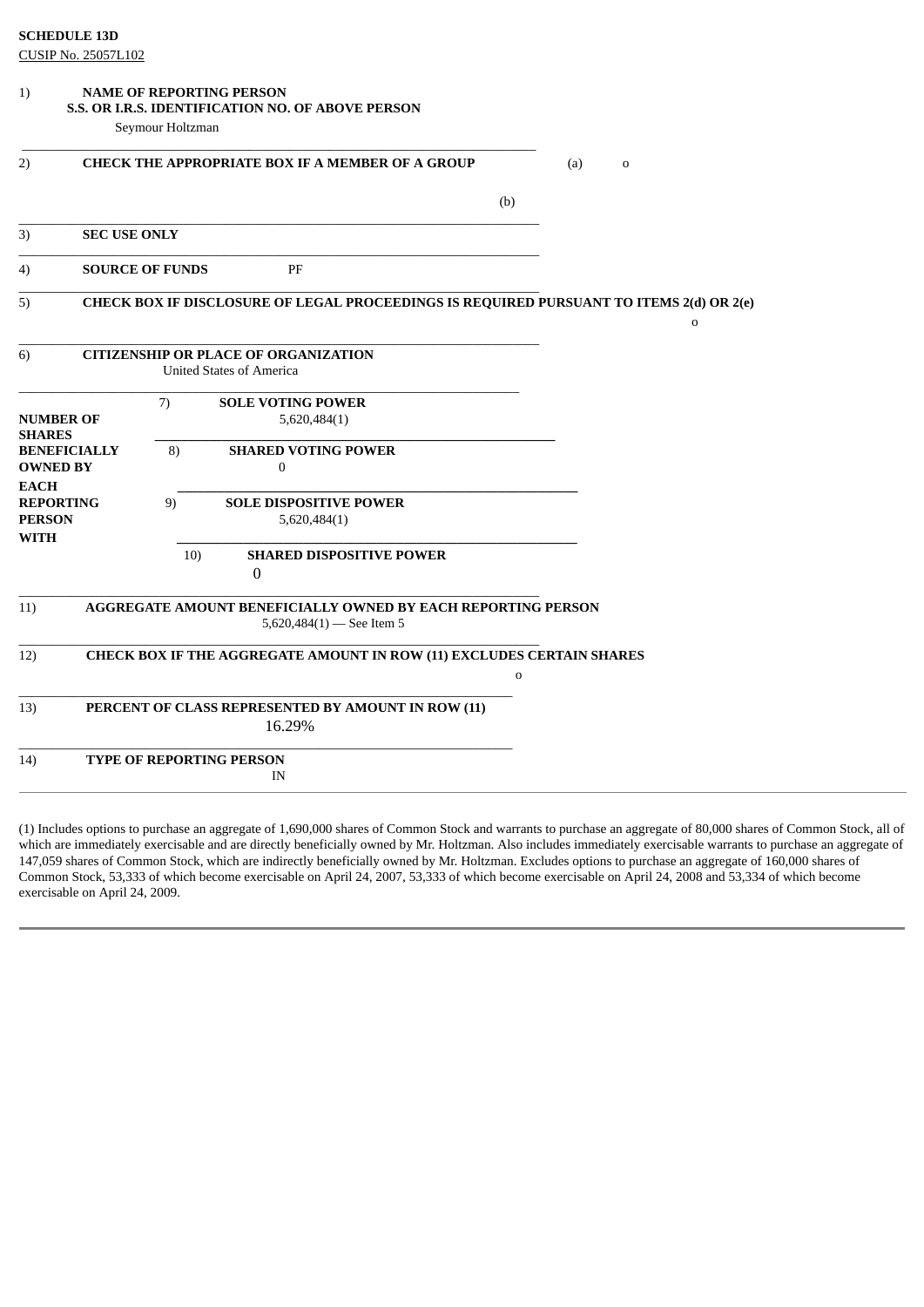**SCHEDULE 13D**

CUSIP No. 25057L102

| | | |
|---|---|---|
| 1) | **NAME OF REPORTING PERSON**<br>**S.S. OR I.R.S. IDENTIFICATION NO. OF ABOVE PERSON**<br>Seymour Holtzman | |
| 2) | **CHECK THE APPROPRIATE BOX IF A MEMBER OF A GROUP** | (a) o<br>(b) |
| 3) | **SEC USE ONLY** | |
| 4) | **SOURCE OF FUNDS** PF | |
| 5) | **CHECK BOX IF DISCLOSURE OF LEGAL PROCEEDINGS IS REQUIRED PURSUANT TO ITEMS 2(d) OR 2(e)** | o |
| 6) | **CITIZENSHIP OR PLACE OF ORGANIZATION**<br>United States of America | |

| | | |
|---|---|---|
| **NUMBER OF SHARES BENEFICIALLY OWNED BY EACH REPORTING PERSON WITH** | 7) | **SOLE VOTING POWER**<br>5,620,484(1) |
| | 8) | **SHARED VOTING POWER**<br>0 |
| | 9) | **SOLE DISPOSITIVE POWER**<br>5,620,484(1) |
| | 10) | **SHARED DISPOSITIVE POWER**<br>0 |

| | | |
|---|---|---|
| 11) | **AGGREGATE AMOUNT BENEFICIALLY OWNED BY EACH REPORTING PERSON**<br>5,620,484(1) — See Item 5 | |
| 12) | **CHECK BOX IF THE AGGREGATE AMOUNT IN ROW (11) EXCLUDES CERTAIN SHARES** | o |
| 13) | **PERCENT OF CLASS REPRESENTED BY AMOUNT IN ROW (11)**<br>16.29% | |
| 14) | **TYPE OF REPORTING PERSON**<br>IN | |

(1) Includes options to purchase an aggregate of 1,690,000 shares of Common Stock and warrants to purchase an aggregate of 80,000 shares of Common Stock, all of which are immediately exercisable and are directly beneficially owned by Mr. Holtzman. Also includes immediately exercisable warrants to purchase an aggregate of 147,059 shares of Common Stock, which are indirectly beneficially owned by Mr. Holtzman. Excludes options to purchase an aggregate of 160,000 shares of Common Stock, 53,333 of which become exercisable on April 24, 2007, 53,333 of which become exercisable on April 24, 2008 and 53,334 of which become exercisable on April 24, 2009.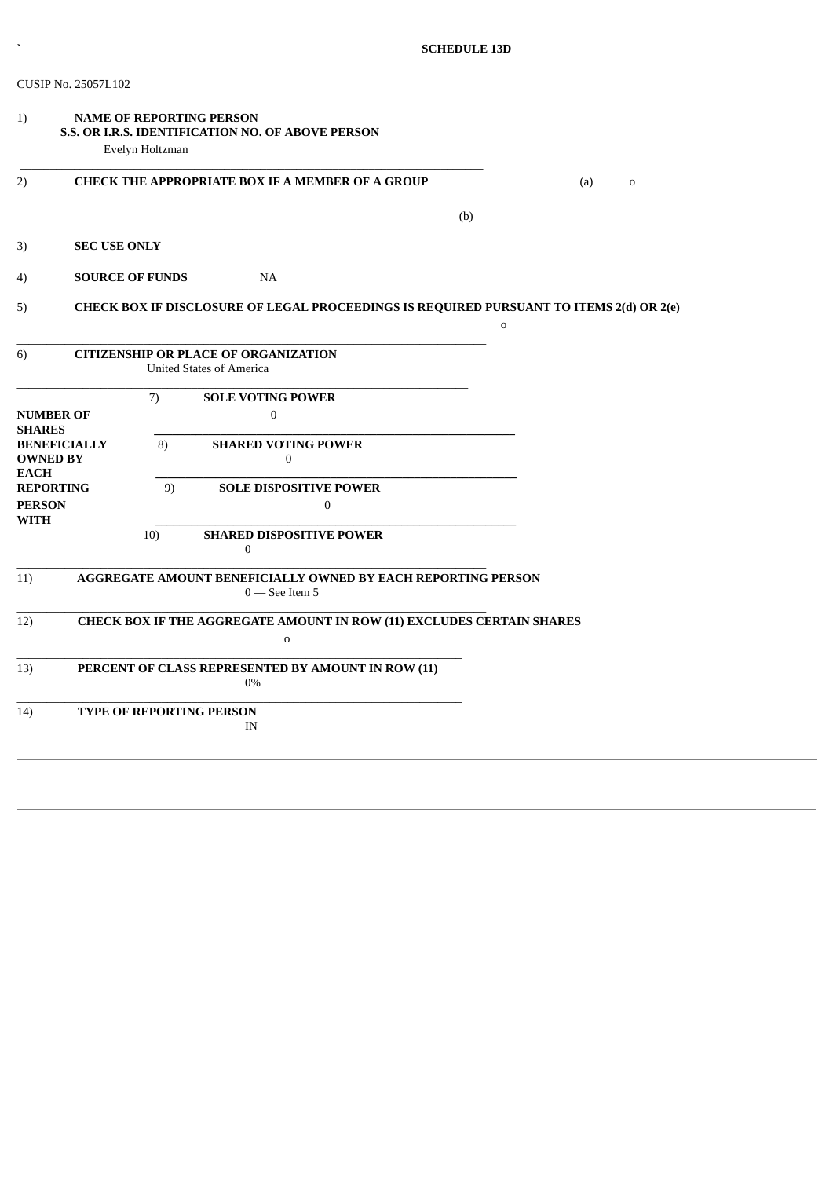`

**SCHEDULE 13D**

CUSIP No. 25057L102

| | | |
|---|---|---|
| 1) | **NAME OF REPORTING PERSON**<br>**S.S. OR I.R.S. IDENTIFICATION NO. OF ABOVE PERSON**<br>Evelyn Holtzman | |
| 2) | **CHECK THE APPROPRIATE BOX IF A MEMBER OF A GROUP** | (a) o<br>(b) |
| 3) | **SEC USE ONLY** | |
| 4) | **SOURCE OF FUNDS** NA | |
| 5) | **CHECK BOX IF DISCLOSURE OF LEGAL PROCEEDINGS IS REQUIRED PURSUANT TO ITEMS 2(d) OR 2(e)** | o |
| 6) | **CITIZENSHIP OR PLACE OF ORGANIZATION**<br>United States of America | |

| | | |
|---|---|---|
| **NUMBER OF SHARES BENEFICIALLY OWNED BY EACH REPORTING PERSON WITH** | 7) | **SOLE VOTING POWER**<br>0 |
| | 8) | **SHARED VOTING POWER**<br>0 |
| | 9) | **SOLE DISPOSITIVE POWER**<br>0 |
| | 10) | **SHARED DISPOSITIVE POWER**<br>0 |

| | | |
|---|---|---|
| 11) | **AGGREGATE AMOUNT BENEFICIALLY OWNED BY EACH REPORTING PERSON**<br>0 — See Item 5 | |
| 12) | **CHECK BOX IF THE AGGREGATE AMOUNT IN ROW (11) EXCLUDES CERTAIN SHARES** | o |
| 13) | **PERCENT OF CLASS REPRESENTED BY AMOUNT IN ROW (11)**<br>0% | |
| 14) | **TYPE OF REPORTING PERSON**<br>IN | |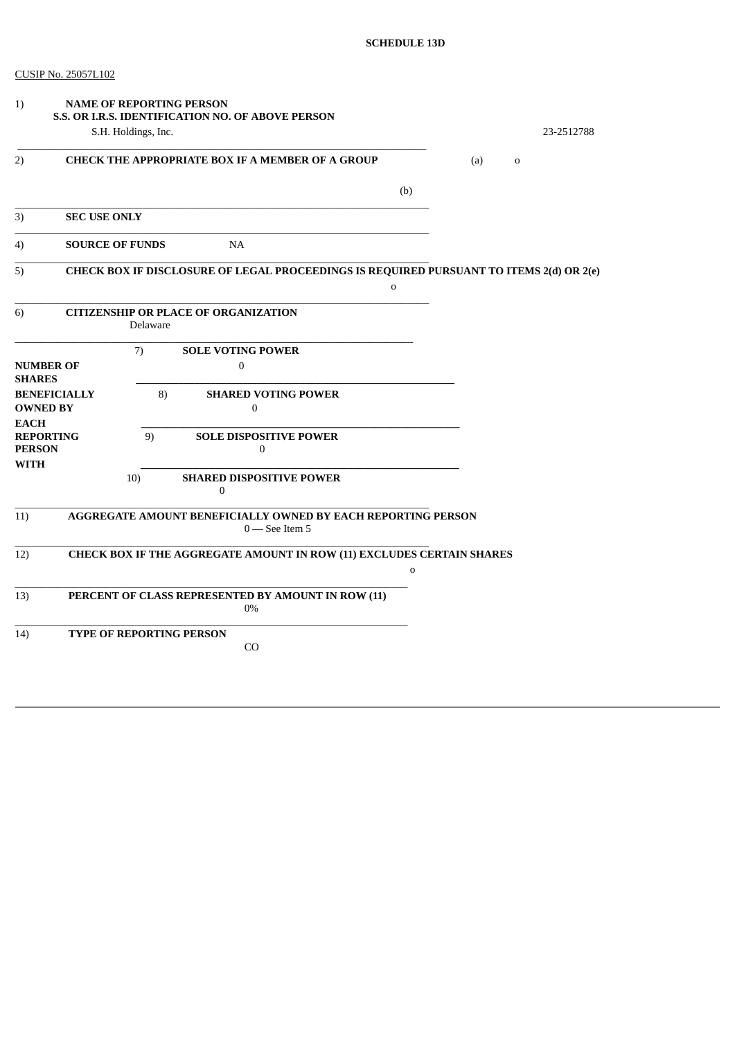**SCHEDULE 13D**

CUSIP No. 25057L102

| | | |
|---|---|---|
| 1) | **NAME OF REPORTING PERSON** **S.S. OR I.R.S. IDENTIFICATION NO. OF ABOVE PERSON** S.H. Holdings, Inc. | 23-2512788 |
| 2) | **CHECK THE APPROPRIATE BOX IF A MEMBER OF A GROUP** | (a) o (b) |
| 3) | **SEC USE ONLY** | |
| 4) | **SOURCE OF FUNDS** NA | |
| 5) | **CHECK BOX IF DISCLOSURE OF LEGAL PROCEEDINGS IS REQUIRED PURSUANT TO ITEMS 2(d) OR 2(e)** o | |
| 6) | **CITIZENSHIP OR PLACE OF ORGANIZATION** Delaware | |

| | | |
|---|---|---|
| **NUMBER OF SHARES BENEFICIALLY OWNED BY EACH REPORTING PERSON WITH** | 7) | **SOLE VOTING POWER** 0 |
| | 8) | **SHARED VOTING POWER** 0 |
| | 9) | **SOLE DISPOSITIVE POWER** 0 |
| | 10) | **SHARED DISPOSITIVE POWER** 0 |

| | |
|---|---|
| 11) | **AGGREGATE AMOUNT BENEFICIALLY OWNED BY EACH REPORTING PERSON** 0 — See Item 5 |
| 12) | **CHECK BOX IF THE AGGREGATE AMOUNT IN ROW (11) EXCLUDES CERTAIN SHARES** o |
| 13) | **PERCENT OF CLASS REPRESENTED BY AMOUNT IN ROW (11)** 0% |
| 14) | **TYPE OF REPORTING PERSON** CO |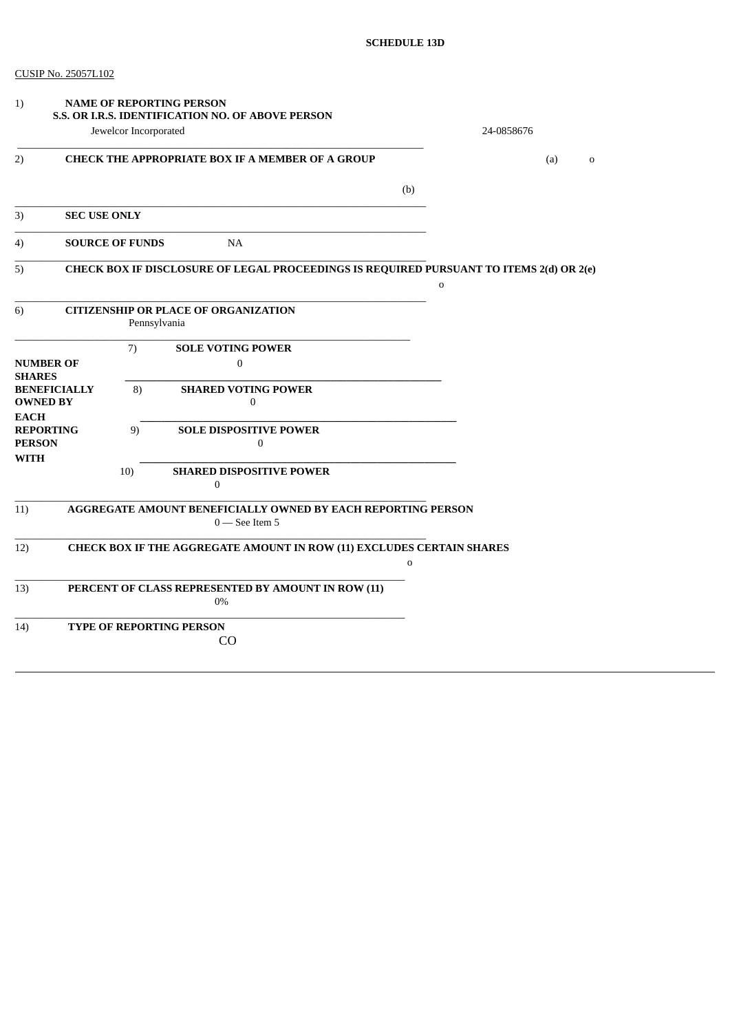**SCHEDULE 13D**

CUSIP No. 25057L102

| | | | |
|---|---|---|---|
| 1) | **NAME OF REPORTING PERSON S.S. OR I.R.S. IDENTIFICATION NO. OF ABOVE PERSON** Jewelcor Incorporated | | 24-0858676 |
| 2) | **CHECK THE APPROPRIATE BOX IF A MEMBER OF A GROUP** | | (a) o (b) |
| 3) | **SEC USE ONLY** | | |
| 4) | **SOURCE OF FUNDS** NA | | |
| 5) | **CHECK BOX IF DISCLOSURE OF LEGAL PROCEEDINGS IS REQUIRED PURSUANT TO ITEMS 2(d) OR 2(e)** | | o |
| 6) | **CITIZENSHIP OR PLACE OF ORGANIZATION** Pennsylvania | | |
| **NUMBER OF SHARES BENEFICIALLY OWNED BY EACH REPORTING PERSON WITH** | 7) | **SOLE VOTING POWER** 0 | |
| | 8) | **SHARED VOTING POWER** 0 | |
| | 9) | **SOLE DISPOSITIVE POWER** 0 | |
| | 10) | **SHARED DISPOSITIVE POWER** 0 | |
| 11) | **AGGREGATE AMOUNT BENEFICIALLY OWNED BY EACH REPORTING PERSON** 0 — See Item 5 | | |
| 12) | **CHECK BOX IF THE AGGREGATE AMOUNT IN ROW (11) EXCLUDES CERTAIN SHARES** | | o |
| 13) | **PERCENT OF CLASS REPRESENTED BY AMOUNT IN ROW (11)** 0% | | |
| 14) | **TYPE OF REPORTING PERSON** CO | | |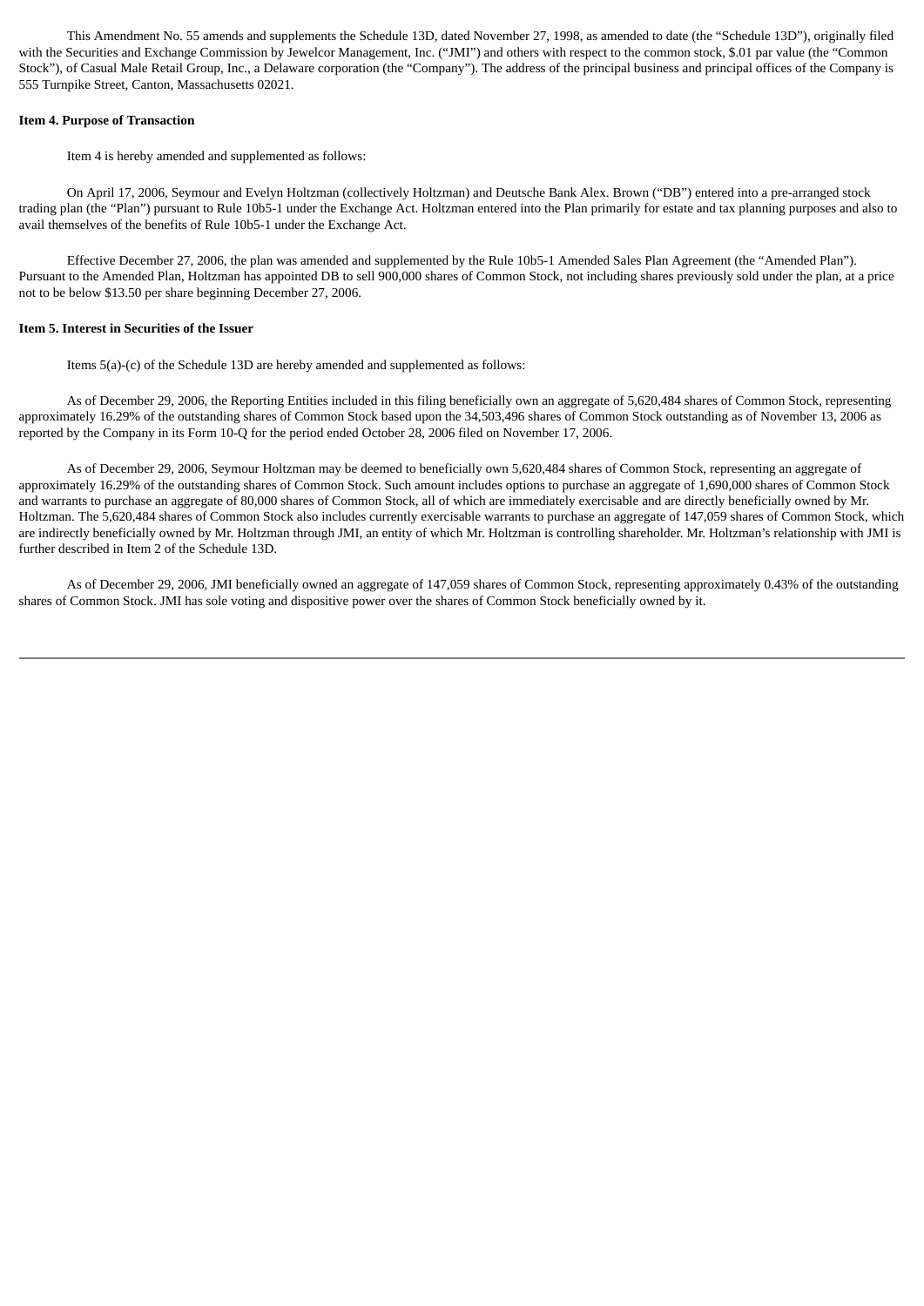This Amendment No. 55 amends and supplements the Schedule 13D, dated November 27, 1998, as amended to date (the "Schedule 13D"), originally filed with the Securities and Exchange Commission by Jewelcor Management, Inc. ("JMI") and others with respect to the common stock, $.01 par value (the "Common Stock"), of Casual Male Retail Group, Inc., a Delaware corporation (the "Company"). The address of the principal business and principal offices of the Company is 555 Turnpike Street, Canton, Massachusetts 02021.

**Item 4. Purpose of Transaction**

Item 4 is hereby amended and supplemented as follows:

On April 17, 2006, Seymour and Evelyn Holtzman (collectively Holtzman) and Deutsche Bank Alex. Brown ("DB") entered into a pre-arranged stock trading plan (the "Plan") pursuant to Rule 10b5-1 under the Exchange Act. Holtzman entered into the Plan primarily for estate and tax planning purposes and also to avail themselves of the benefits of Rule 10b5-1 under the Exchange Act.

Effective December 27, 2006, the plan was amended and supplemented by the Rule 10b5-1 Amended Sales Plan Agreement (the "Amended Plan"). Pursuant to the Amended Plan, Holtzman has appointed DB to sell 900,000 shares of Common Stock, not including shares previously sold under the plan, at a price not to be below $13.50 per share beginning December 27, 2006.

**Item 5. Interest in Securities of the Issuer**

Items 5(a)-(c) of the Schedule 13D are hereby amended and supplemented as follows:

As of December 29, 2006, the Reporting Entities included in this filing beneficially own an aggregate of 5,620,484 shares of Common Stock, representing approximately 16.29% of the outstanding shares of Common Stock based upon the 34,503,496 shares of Common Stock outstanding as of November 13, 2006 as reported by the Company in its Form 10-Q for the period ended October 28, 2006 filed on November 17, 2006.

As of December 29, 2006, Seymour Holtzman may be deemed to beneficially own 5,620,484 shares of Common Stock, representing an aggregate of approximately 16.29% of the outstanding shares of Common Stock. Such amount includes options to purchase an aggregate of 1,690,000 shares of Common Stock and warrants to purchase an aggregate of 80,000 shares of Common Stock, all of which are immediately exercisable and are directly beneficially owned by Mr. Holtzman. The 5,620,484 shares of Common Stock also includes currently exercisable warrants to purchase an aggregate of 147,059 shares of Common Stock, which are indirectly beneficially owned by Mr. Holtzman through JMI, an entity of which Mr. Holtzman is controlling shareholder. Mr. Holtzman's relationship with JMI is further described in Item 2 of the Schedule 13D.

As of December 29, 2006, JMI beneficially owned an aggregate of 147,059 shares of Common Stock, representing approximately 0.43% of the outstanding shares of Common Stock. JMI has sole voting and dispositive power over the shares of Common Stock beneficially owned by it.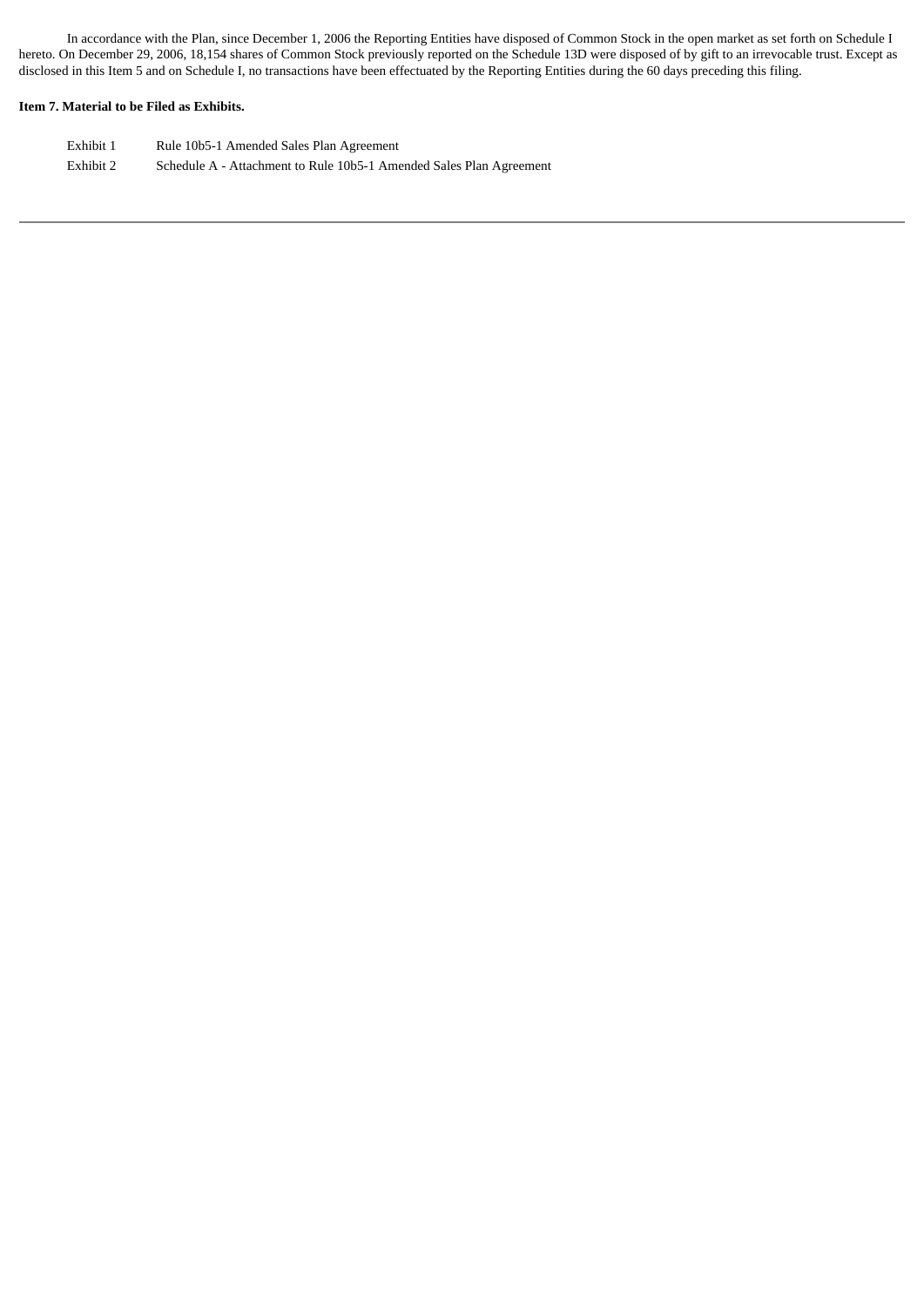In accordance with the Plan, since December 1, 2006 the Reporting Entities have disposed of Common Stock in the open market as set forth on Schedule I hereto. On December 29, 2006, 18,154 shares of Common Stock previously reported on the Schedule 13D were disposed of by gift to an irrevocable trust. Except as disclosed in this Item 5 and on Schedule I, no transactions have been effectuated by the Reporting Entities during the 60 days preceding this filing.

**Item 7. Material to be Filed as Exhibits.**

| | |
|---|---|
| Exhibit 1 | Rule 10b5-1 Amended Sales Plan Agreement |
| Exhibit 2 | Schedule A - Attachment to Rule 10b5-1 Amended Sales Plan Agreement |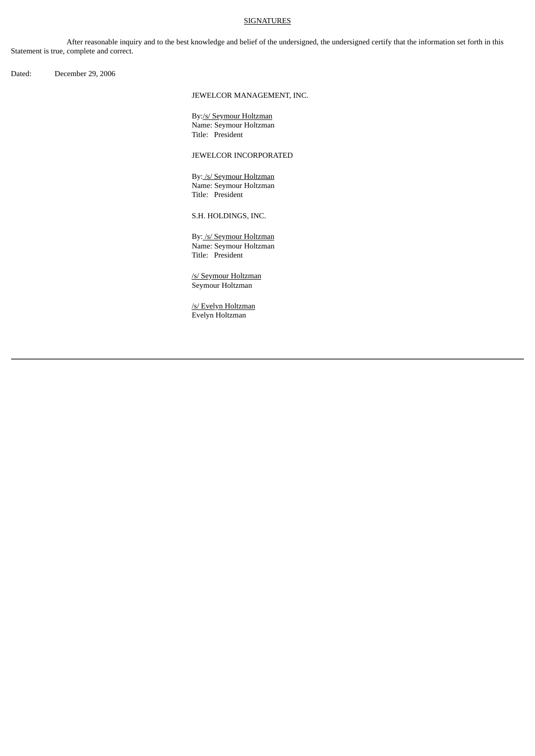SIGNATURES

After reasonable inquiry and to the best knowledge and belief of the undersigned, the undersigned certify that the information set forth in this Statement is true, complete and correct.

Dated: December 29, 2006

JEWELCOR MANAGEMENT, INC.

By: /s/ Seymour Holtzman
Name: Seymour Holtzman
Title: President

JEWELCOR INCORPORATED

By: /s/ Seymour Holtzman
Name: Seymour Holtzman
Title: President

S.H. HOLDINGS, INC.

By: /s/ Seymour Holtzman
Name: Seymour Holtzman
Title: President

/s/ Seymour Holtzman
Seymour Holtzman

/s/ Evelyn Holtzman
Evelyn Holtzman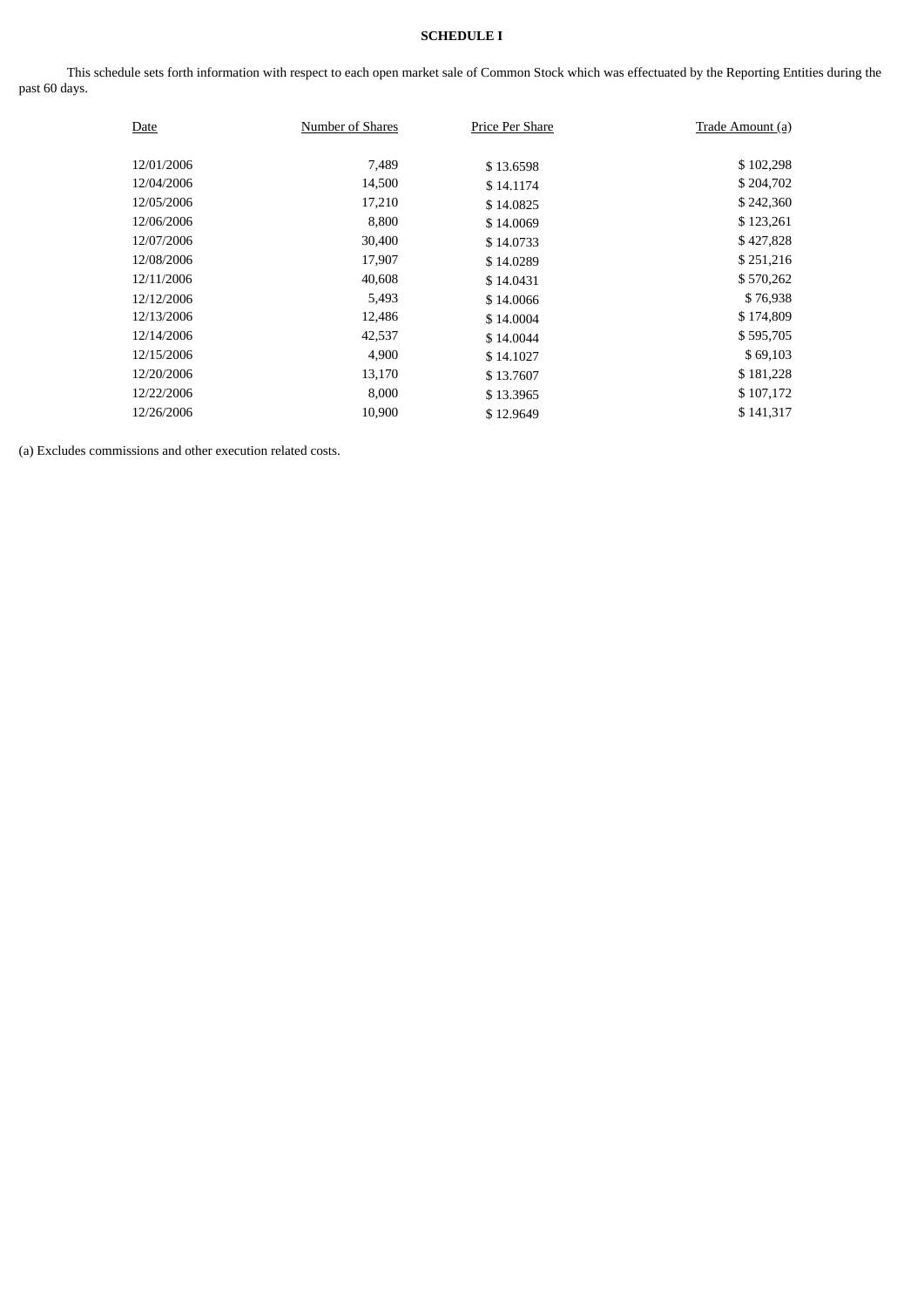**SCHEDULE I**

This schedule sets forth information with respect to each open market sale of Common Stock which was effectuated by the Reporting Entities during the past 60 days.

| Date | Number of Shares | Price Per Share | Trade Amount (a) |
|---|---|---|---|
| 12/01/2006 | 7,489 | $ 13.6598 | $ 102,298 |
| 12/04/2006 | 14,500 | $ 14.1174 | $ 204,702 |
| 12/05/2006 | 17,210 | $ 14.0825 | $ 242,360 |
| 12/06/2006 | 8,800 | $ 14.0069 | $ 123,261 |
| 12/07/2006 | 30,400 | $ 14.0733 | $ 427,828 |
| 12/08/2006 | 17,907 | $ 14.0289 | $ 251,216 |
| 12/11/2006 | 40,608 | $ 14.0431 | $ 570,262 |
| 12/12/2006 | 5,493 | $ 14.0066 | $ 76,938 |
| 12/13/2006 | 12,486 | $ 14.0004 | $ 174,809 |
| 12/14/2006 | 42,537 | $ 14.0044 | $ 595,705 |
| 12/15/2006 | 4,900 | $ 14.1027 | $ 69,103 |
| 12/20/2006 | 13,170 | $ 13.7607 | $ 181,228 |
| 12/22/2006 | 8,000 | $ 13.3965 | $ 107,172 |
| 12/26/2006 | 10,900 | $ 12.9649 | $ 141,317 |

(a) Excludes commissions and other execution related costs.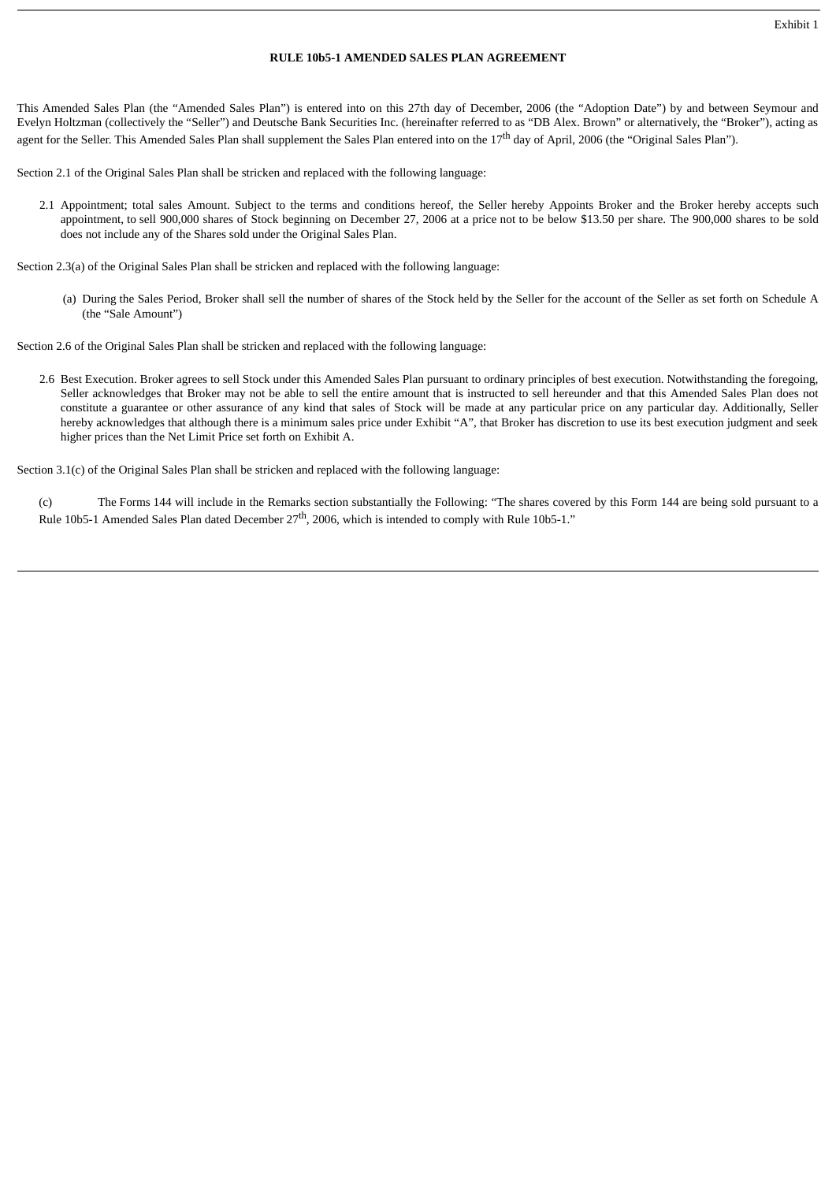Exhibit 1

**RULE 10b5-1 AMENDED SALES PLAN AGREEMENT**

This Amended Sales Plan (the "Amended Sales Plan") is entered into on this 27th day of December, 2006 (the "Adoption Date") by and between Seymour and Evelyn Holtzman (collectively the "Seller") and Deutsche Bank Securities Inc. (hereinafter referred to as "DB Alex. Brown" or alternatively, the "Broker"), acting as agent for the Seller. This Amended Sales Plan shall supplement the Sales Plan entered into on the 17th day of April, 2006 (the "Original Sales Plan").

Section 2.1 of the Original Sales Plan shall be stricken and replaced with the following language:

2.1 Appointment; total sales Amount. Subject to the terms and conditions hereof, the Seller hereby Appoints Broker and the Broker hereby accepts such appointment, to sell 900,000 shares of Stock beginning on December 27, 2006 at a price not to be below $13.50 per share. The 900,000 shares to be sold does not include any of the Shares sold under the Original Sales Plan.

Section 2.3(a) of the Original Sales Plan shall be stricken and replaced with the following language:

(a) During the Sales Period, Broker shall sell the number of shares of the Stock held by the Seller for the account of the Seller as set forth on Schedule A (the "Sale Amount")

Section 2.6 of the Original Sales Plan shall be stricken and replaced with the following language:

2.6 Best Execution. Broker agrees to sell Stock under this Amended Sales Plan pursuant to ordinary principles of best execution. Notwithstanding the foregoing, Seller acknowledges that Broker may not be able to sell the entire amount that is instructed to sell hereunder and that this Amended Sales Plan does not constitute a guarantee or other assurance of any kind that sales of Stock will be made at any particular price on any particular day. Additionally, Seller hereby acknowledges that although there is a minimum sales price under Exhibit "A", that Broker has discretion to use its best execution judgment and seek higher prices than the Net Limit Price set forth on Exhibit A.

Section 3.1(c) of the Original Sales Plan shall be stricken and replaced with the following language:

(c) The Forms 144 will include in the Remarks section substantially the Following: "The shares covered by this Form 144 are being sold pursuant to a Rule 10b5-1 Amended Sales Plan dated December 27th, 2006, which is intended to comply with Rule 10b5-1."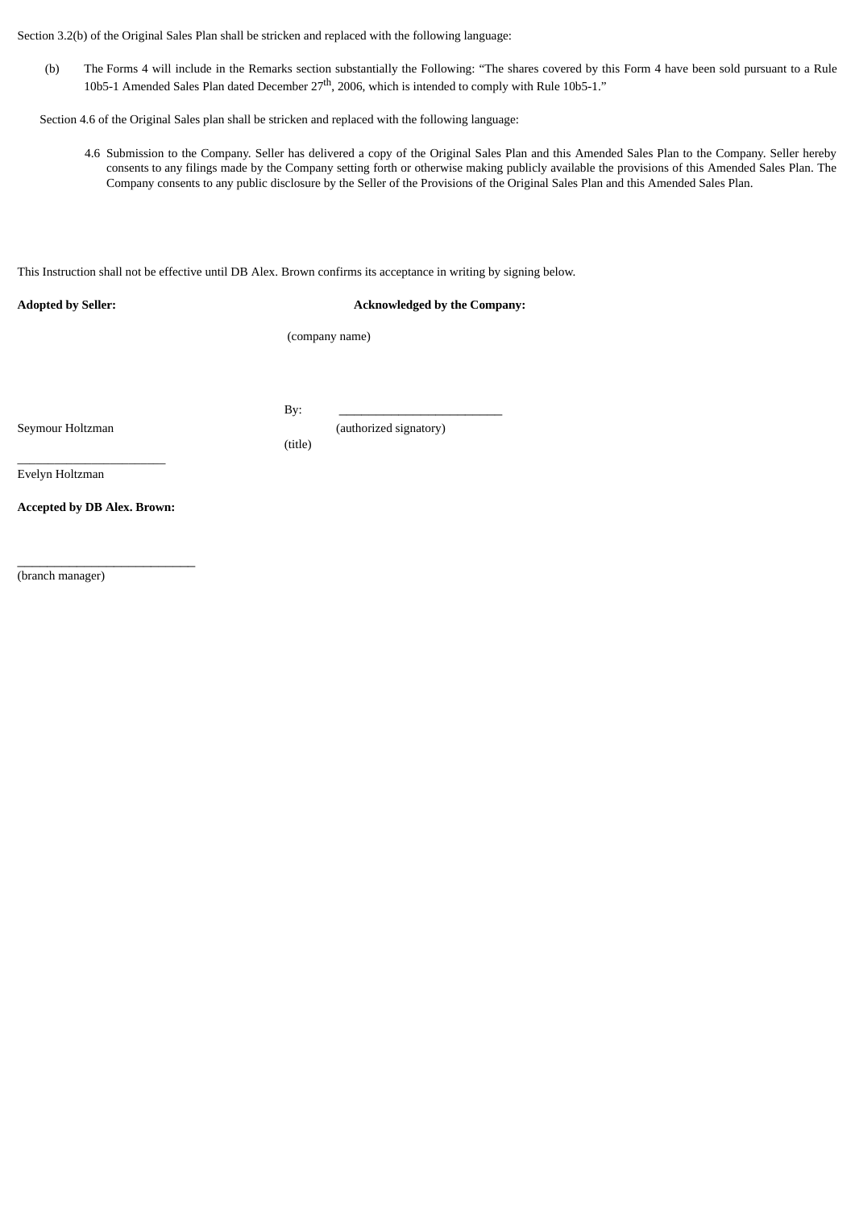Section 3.2(b) of the Original Sales Plan shall be stricken and replaced with the following language:

(b) The Forms 4 will include in the Remarks section substantially the Following: "The shares covered by this Form 4 have been sold pursuant to a Rule 10b5-1 Amended Sales Plan dated December 27th, 2006, which is intended to comply with Rule 10b5-1."

Section 4.6 of the Original Sales plan shall be stricken and replaced with the following language:

4.6 Submission to the Company. Seller has delivered a copy of the Original Sales Plan and this Amended Sales Plan to the Company. Seller hereby consents to any filings made by the Company setting forth or otherwise making publicly available the provisions of this Amended Sales Plan. The Company consents to any public disclosure by the Seller of the Provisions of the Original Sales Plan and this Amended Sales Plan.

This Instruction shall not be effective until DB Alex. Brown confirms its acceptance in writing by signing below.

**Adopted by Seller:**

Seymour Holtzman

\_\_\_\_\_\_\_\_\_\_\_\_\_\_\_\_\_\_\_\_\_\_\_\_
Evelyn Holtzman

**Acknowledged by the Company:**

(company name)

By: \_\_\_\_\_\_\_\_\_\_\_\_\_\_\_\_\_\_\_\_\_\_\_\_\_\_
(authorized signatory)
(title)

**Accepted by DB Alex. Brown:**

\_\_\_\_\_\_\_\_\_\_\_\_\_\_\_\_\_\_\_\_\_\_\_\_\_\_\_\_
(branch manager)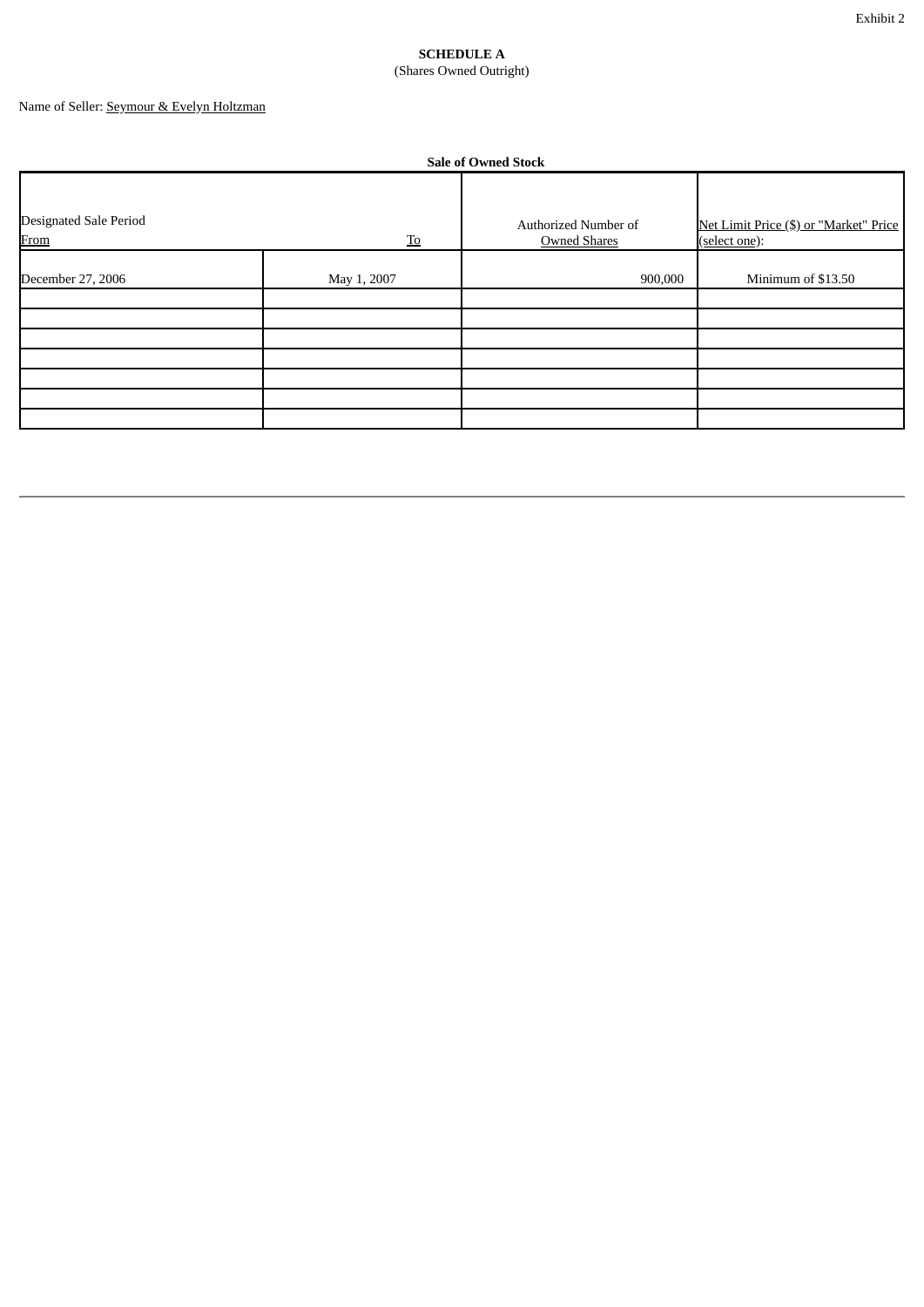Exhibit 2

**SCHEDULE A**

(Shares Owned Outright)

Name of Seller: Seymour & Evelyn Holtzman

**Sale of Owned Stock**

| Designated Sale Period From | To | Authorized Number of Owned Shares | Net Limit Price ($) or "Market" Price (select one): |
|---|---|---|---|
| December 27, 2006 | May 1, 2007 | 900,000 | Minimum of $13.50 |
| | | | |
| | | | |
| | | | |
| | | | |
| | | | |
| | | | |
| | | | |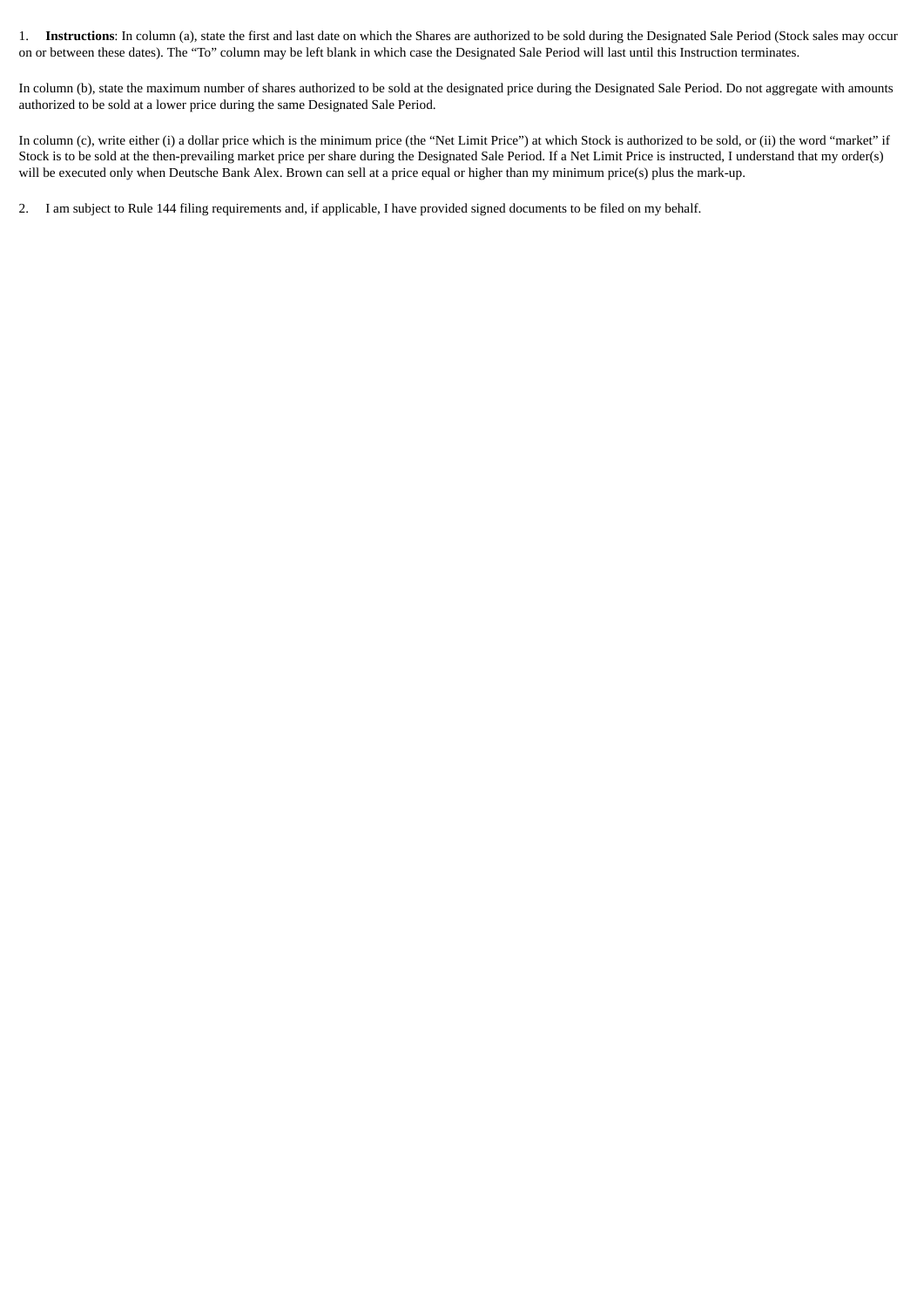1. **Instructions**: In column (a), state the first and last date on which the Shares are authorized to be sold during the Designated Sale Period (Stock sales may occur on or between these dates). The "To" column may be left blank in which case the Designated Sale Period will last until this Instruction terminates.

In column (b), state the maximum number of shares authorized to be sold at the designated price during the Designated Sale Period. Do not aggregate with amounts authorized to be sold at a lower price during the same Designated Sale Period.

In column (c), write either (i) a dollar price which is the minimum price (the "Net Limit Price") at which Stock is authorized to be sold, or (ii) the word "market" if Stock is to be sold at the then-prevailing market price per share during the Designated Sale Period. If a Net Limit Price is instructed, I understand that my order(s) will be executed only when Deutsche Bank Alex. Brown can sell at a price equal or higher than my minimum price(s) plus the mark-up.

2. I am subject to Rule 144 filing requirements and, if applicable, I have provided signed documents to be filed on my behalf.